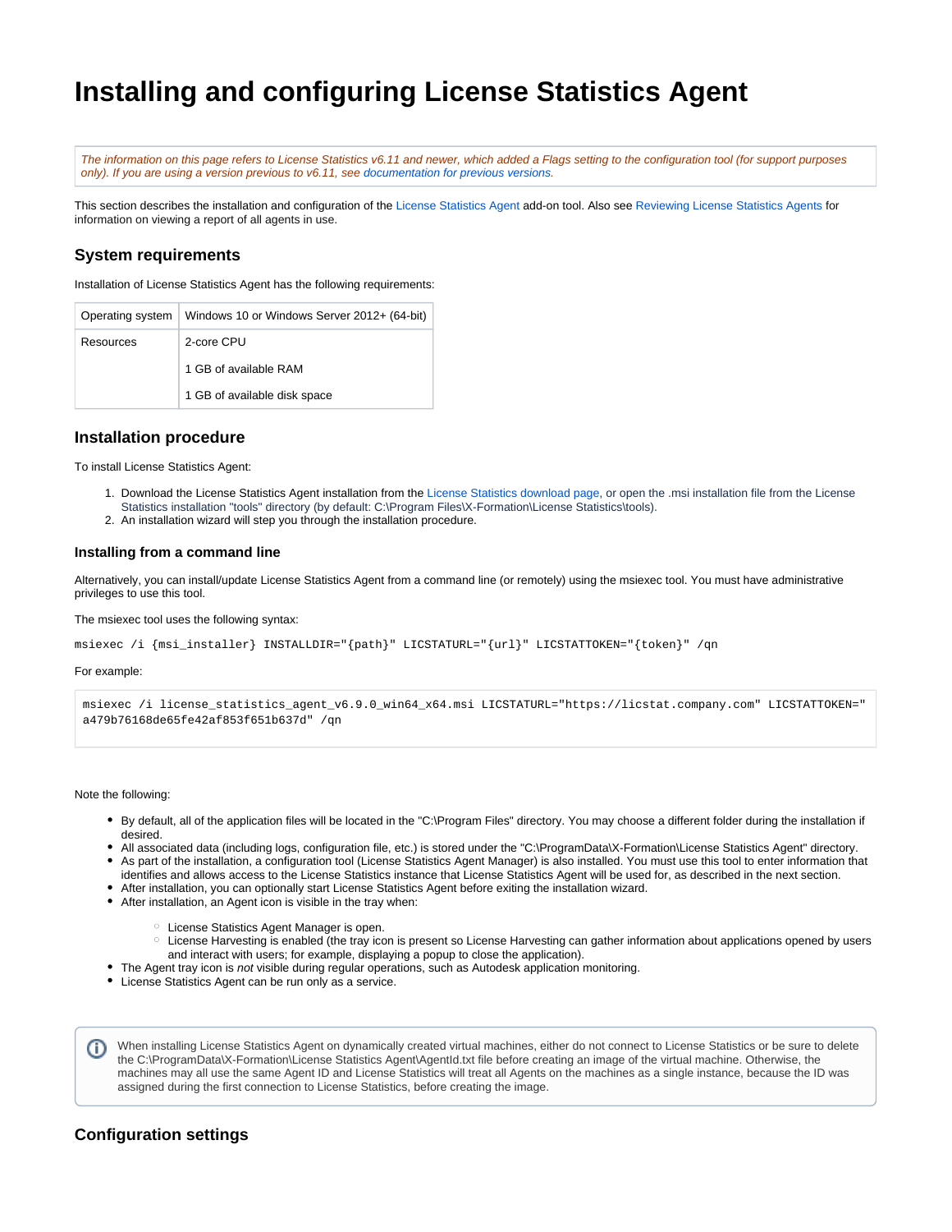# Installing and configuring License Statistics Agent

*The information on this page refers to License Statistics v6.11 and newer, which added a Flags setting to the configuration tool (for support purposes only). If you are using a version previous to v6.11, see documentation for previous versions.*

This section describes the installation and configuration of the License Statistics Agent add-on tool. Also see Reviewing License Statistics Agents for information on viewing a report of all agents in use.

## System requirements

Installation of License Statistics Agent has the following requirements:

| Operating system | Windows 10 or Windows Server 2012+ (64-bit) |
|---|---|
| Resources | 2-core CPU<br>1 GB of available RAM<br>1 GB of available disk space |

## Installation procedure

To install License Statistics Agent:

1. Download the License Statistics Agent installation from the License Statistics download page, or open the .msi installation file from the License Statistics installation "tools" directory (by default: C:\Program Files\X-Formation\License Statistics\tools).
2. An installation wizard will step you through the installation procedure.

### Installing from a command line

Alternatively, you can install/update License Statistics Agent from a command line (or remotely) using the msiexec tool. You must have administrative privileges to use this tool.

The msiexec tool uses the following syntax:

```
msiexec /i {msi_installer} INSTALLDIR="{path}" LICSTATURL="{url}" LICSTATTOKEN="{token}" /qn
```

For example:

```
msiexec /i license_statistics_agent_v6.9.0_win64_x64.msi LICSTATURL="https://licstat.company.com" LICSTATTOKEN="
a479b76168de65fe42af853f651b637d" /qn
```

Note the following:

- By default, all of the application files will be located in the "C:\Program Files" directory. You may choose a different folder during the installation if desired.
- All associated data (including logs, configuration file, etc.) is stored under the "C:\ProgramData\X-Formation\License Statistics Agent" directory.
- As part of the installation, a configuration tool (License Statistics Agent Manager) is also installed. You must use this tool to enter information that identifies and allows access to the License Statistics instance that License Statistics Agent will be used for, as described in the next section.
- After installation, you can optionally start License Statistics Agent before exiting the installation wizard.
- After installation, an Agent icon is visible in the tray when:
  - License Statistics Agent Manager is open.
  - License Harvesting is enabled (the tray icon is present so License Harvesting can gather information about applications opened by users and interact with users; for example, displaying a popup to close the application).
- The Agent tray icon is *not* visible during regular operations, such as Autodesk application monitoring.
- License Statistics Agent can be run only as a service.

When installing License Statistics Agent on dynamically created virtual machines, either do not connect to License Statistics or be sure to delete the C:\ProgramData\X-Formation\License Statistics Agent\AgentId.txt file before creating an image of the virtual machine. Otherwise, the machines may all use the same Agent ID and License Statistics will treat all Agents on the machines as a single instance, because the ID was assigned during the first connection to License Statistics, before creating the image.

## Configuration settings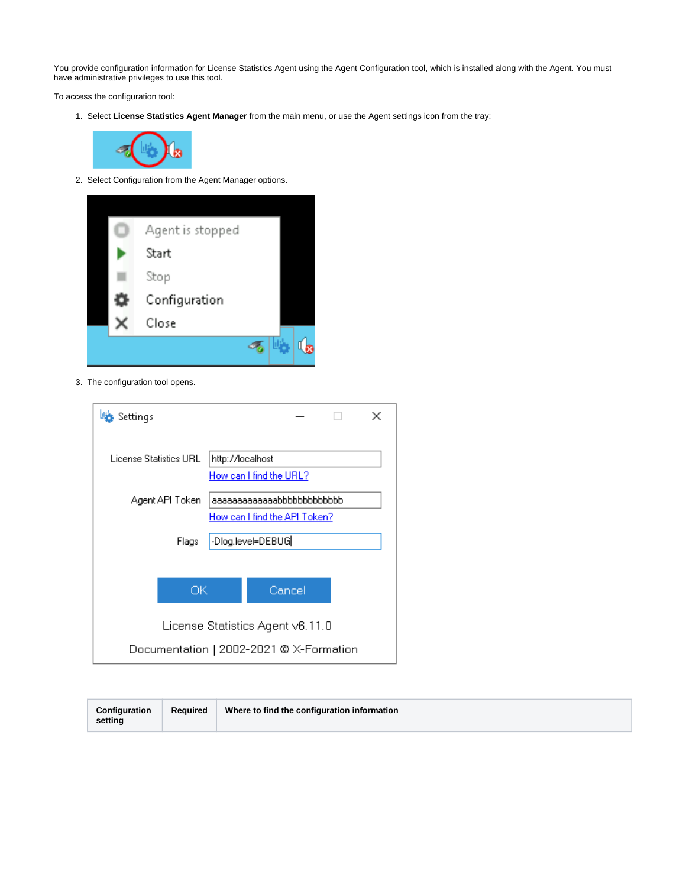You provide configuration information for License Statistics Agent using the Agent Configuration tool, which is installed along with the Agent. You must have administrative privileges to use this tool.

To access the configuration tool:

1. Select **License Statistics Agent Manager** from the main menu, or use the Agent settings icon from the tray:

2. Select Configuration from the Agent Manager options.

3. The configuration tool opens.

| Configuration setting | Required | Where to find the configuration information |
|---|---|---|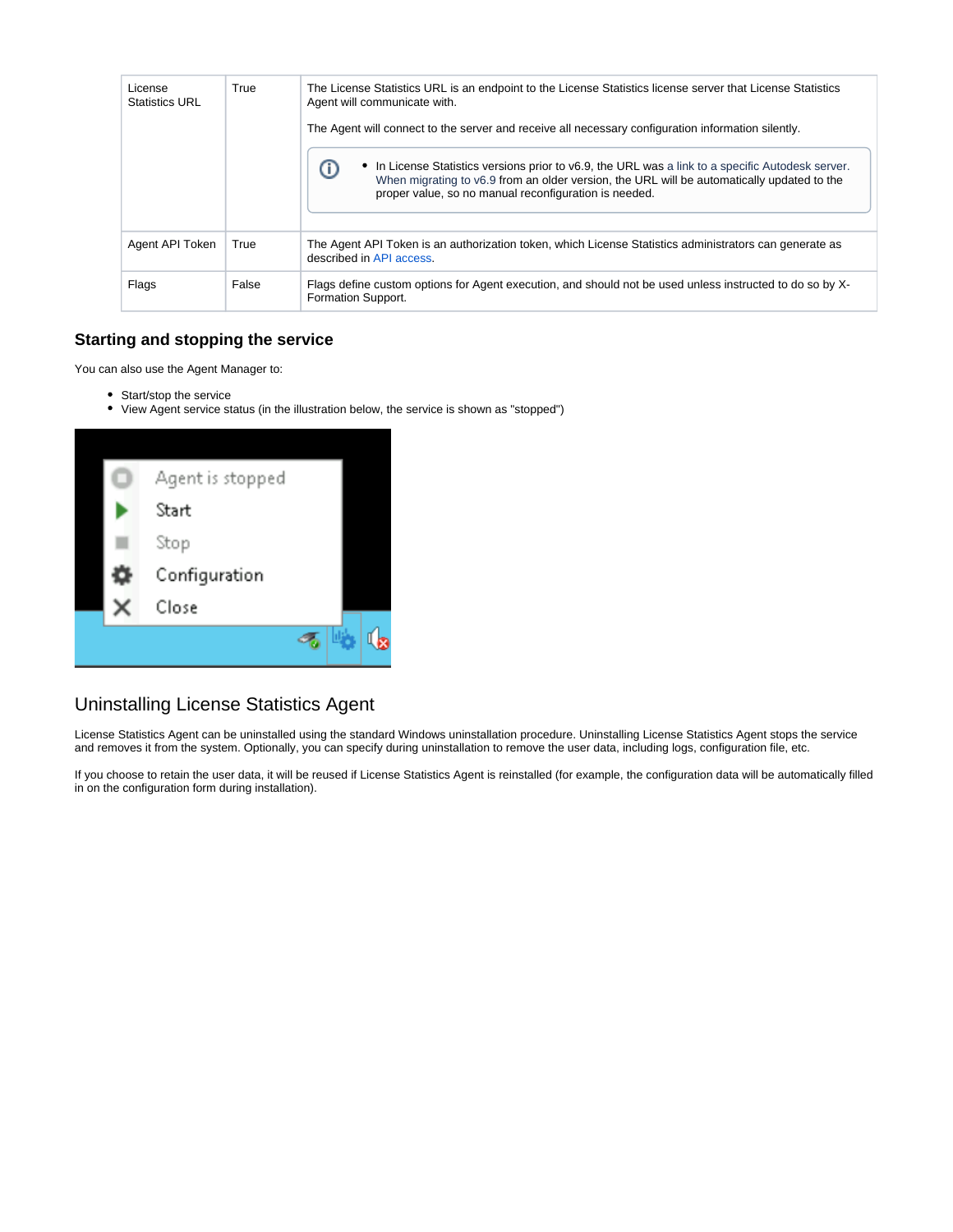| | | |
|---|---|---|
| License Statistics URL | True | The License Statistics URL is an endpoint to the License Statistics license server that License Statistics Agent will communicate with.<br><br>The Agent will connect to the server and receive all necessary configuration information silently.<br><br>• In License Statistics versions prior to v6.9, the URL was a link to a specific Autodesk server. When migrating to v6.9 from an older version, the URL will be automatically updated to the proper value, so no manual reconfiguration is needed. |
| Agent API Token | True | The Agent API Token is an authorization token, which License Statistics administrators can generate as described in API access. |
| Flags | False | Flags define custom options for Agent execution, and should not be used unless instructed to do so by X-Formation Support. |

### Starting and stopping the service

You can also use the Agent Manager to:

- Start/stop the service
- View Agent service status (in the illustration below, the service is shown as "stopped")

## Uninstalling License Statistics Agent

License Statistics Agent can be uninstalled using the standard Windows uninstallation procedure. Uninstalling License Statistics Agent stops the service and removes it from the system. Optionally, you can specify during uninstallation to remove the user data, including logs, configuration file, etc.

If you choose to retain the user data, it will be reused if License Statistics Agent is reinstalled (for example, the configuration data will be automatically filled in on the configuration form during installation).